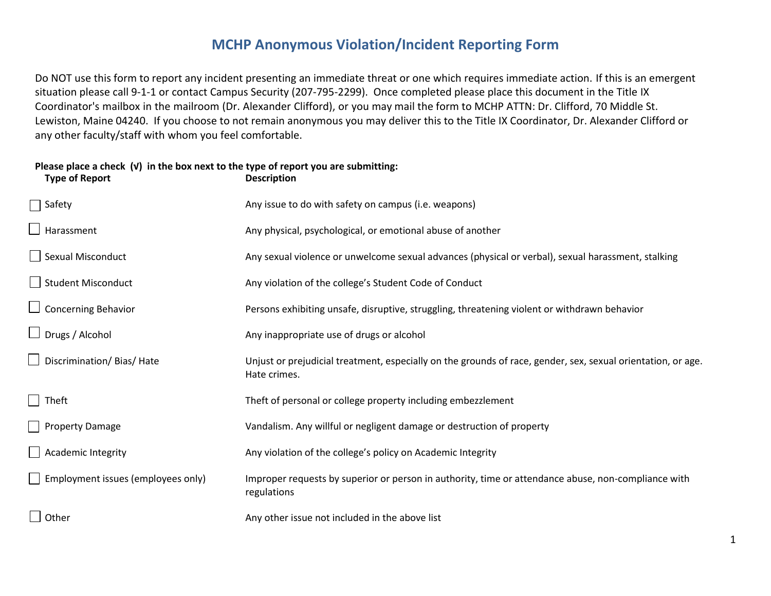# MCHP Anonymous Violation/Incident Reporting Form

Do NOT use this form to report any incident presenting an immediate threat or one which requires immediate action. If this is an emergent situation please call 9-1-1 or contact Campus Security (207-795-2299). Once completed please place this document in the Title IX Coordinator's mailbox in the mailroom (Dr. Alexander Clifford), or you may mail the form to MCHP ATTN: Dr. Clifford, 70 Middle St. Lewiston, Maine 04240. If you choose to not remain anonymous you may deliver this to the Title IX Coordinator, Dr. Alexander Clifford or any other faculty/staff with whom you feel comfortable.

**Please place a check (√) in the box next to the type of report you are submitting:**

| Type of Report | Description |
|---|---|
| ☐ Safety | Any issue to do with safety on campus (i.e. weapons) |
| ☐ Harassment | Any physical, psychological, or emotional abuse of another |
| ☐ Sexual Misconduct | Any sexual violence or unwelcome sexual advances (physical or verbal), sexual harassment, stalking |
| ☐ Student Misconduct | Any violation of the college's Student Code of Conduct |
| ☐ Concerning Behavior | Persons exhibiting unsafe, disruptive, struggling, threatening violent or withdrawn behavior |
| ☐ Drugs / Alcohol | Any inappropriate use of drugs or alcohol |
| ☐ Discrimination/ Bias/ Hate | Unjust or prejudicial treatment, especially on the grounds of race, gender, sex, sexual orientation, or age. Hate crimes. |
| ☐ Theft | Theft of personal or college property including embezzlement |
| ☐ Property Damage | Vandalism. Any willful or negligent damage or destruction of property |
| ☐ Academic Integrity | Any violation of the college's policy on Academic Integrity |
| ☐ Employment issues (employees only) | Improper requests by superior or person in authority, time or attendance abuse, non-compliance with regulations |
| ☐ Other | Any other issue not included in the above list |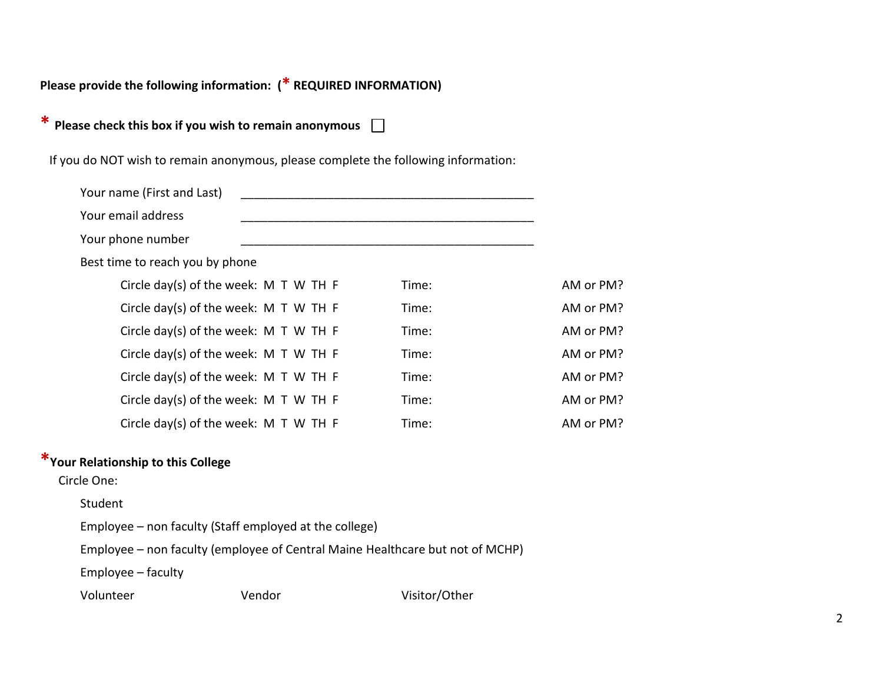**Please provide the following information: (* REQUIRED INFORMATION)**

**\* Please check this box if you wish to remain anonymous** ☐

If you do NOT wish to remain anonymous, please complete the following information:

Your name (First and Last) _____________________________________________

Your email address _____________________________________________

Your phone number _____________________________________________

Best time to reach you by phone

| | | |
|---|---|---|
| Circle day(s) of the week: M T W TH F | Time: | AM or PM? |
| Circle day(s) of the week: M T W TH F | Time: | AM or PM? |
| Circle day(s) of the week: M T W TH F | Time: | AM or PM? |
| Circle day(s) of the week: M T W TH F | Time: | AM or PM? |
| Circle day(s) of the week: M T W TH F | Time: | AM or PM? |
| Circle day(s) of the week: M T W TH F | Time: | AM or PM? |
| Circle day(s) of the week: M T W TH F | Time: | AM or PM? |

**\*Your Relationship to this College**

Circle One:

Student

Employee – non faculty (Staff employed at the college)

Employee – non faculty (employee of Central Maine Healthcare but not of MCHP)

Employee – faculty

Volunteer Vendor Visitor/Other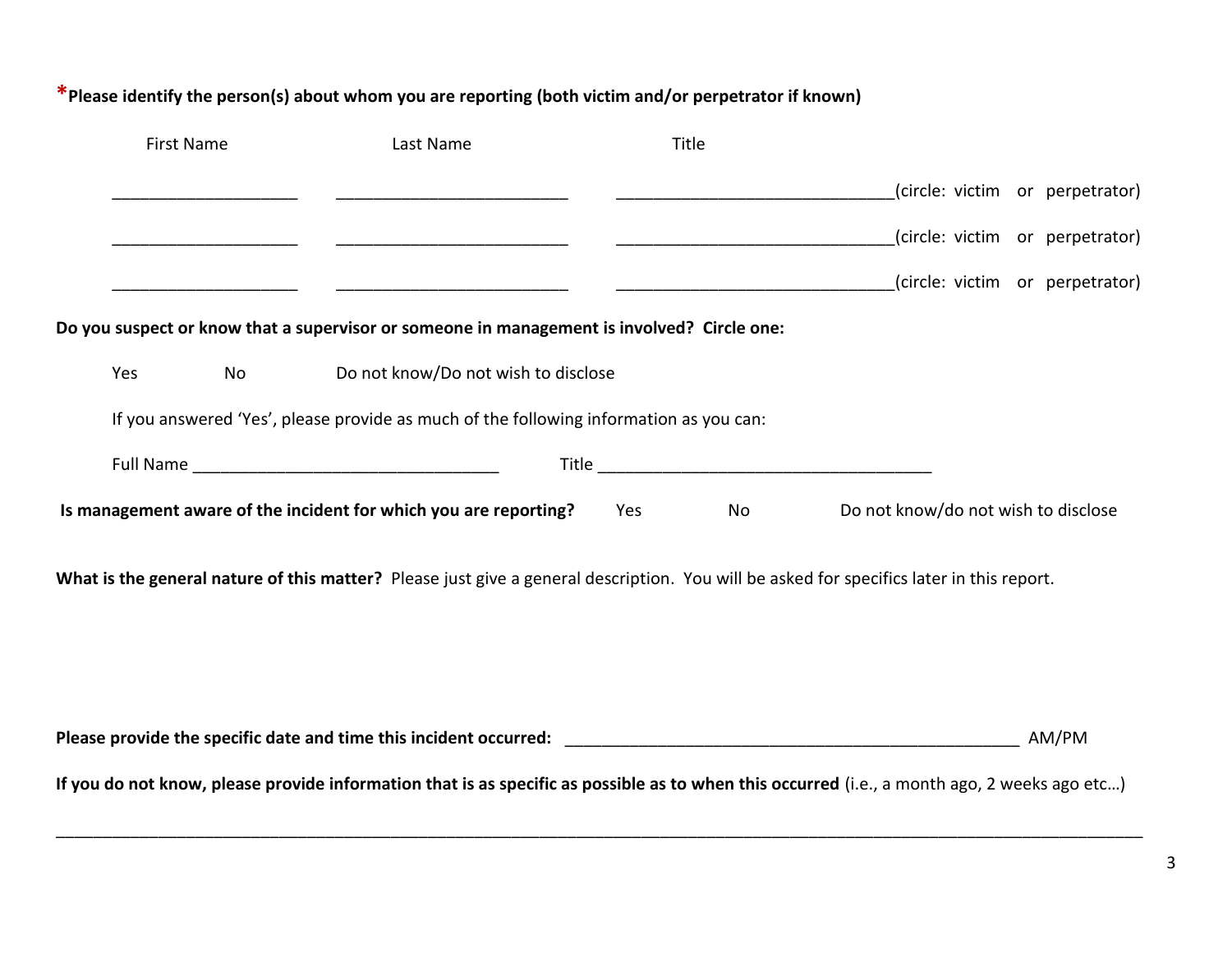***Please identify the person(s) about whom you are reporting (both victim and/or perpetrator if known)**

| First Name | Last Name | Title | |
|---|---|---|---|
| ____________________ | _________________________ | ______________________________ | (circle: victim or perpetrator) |
| ____________________ | _________________________ | ______________________________ | (circle: victim or perpetrator) |
| ____________________ | _________________________ | ______________________________ | (circle: victim or perpetrator) |

**Do you suspect or know that a supervisor or someone in management is involved? Circle one:**

Yes    No    Do not know/Do not wish to disclose

If you answered 'Yes', please provide as much of the following information as you can:

Full Name _________________________________ Title ____________________________________

**Is management aware of the incident for which you are reporting?** Yes    No    Do not know/do not wish to disclose

**What is the general nature of this matter?** Please just give a general description. You will be asked for specifics later in this report.

**Please provide the specific date and time this incident occurred:** __________________________________________________ AM/PM

**If you do not know, please provide information that is as specific as possible as to when this occurred** (i.e., a month ago, 2 weeks ago etc…)

______________________________________________________________________________________________________________________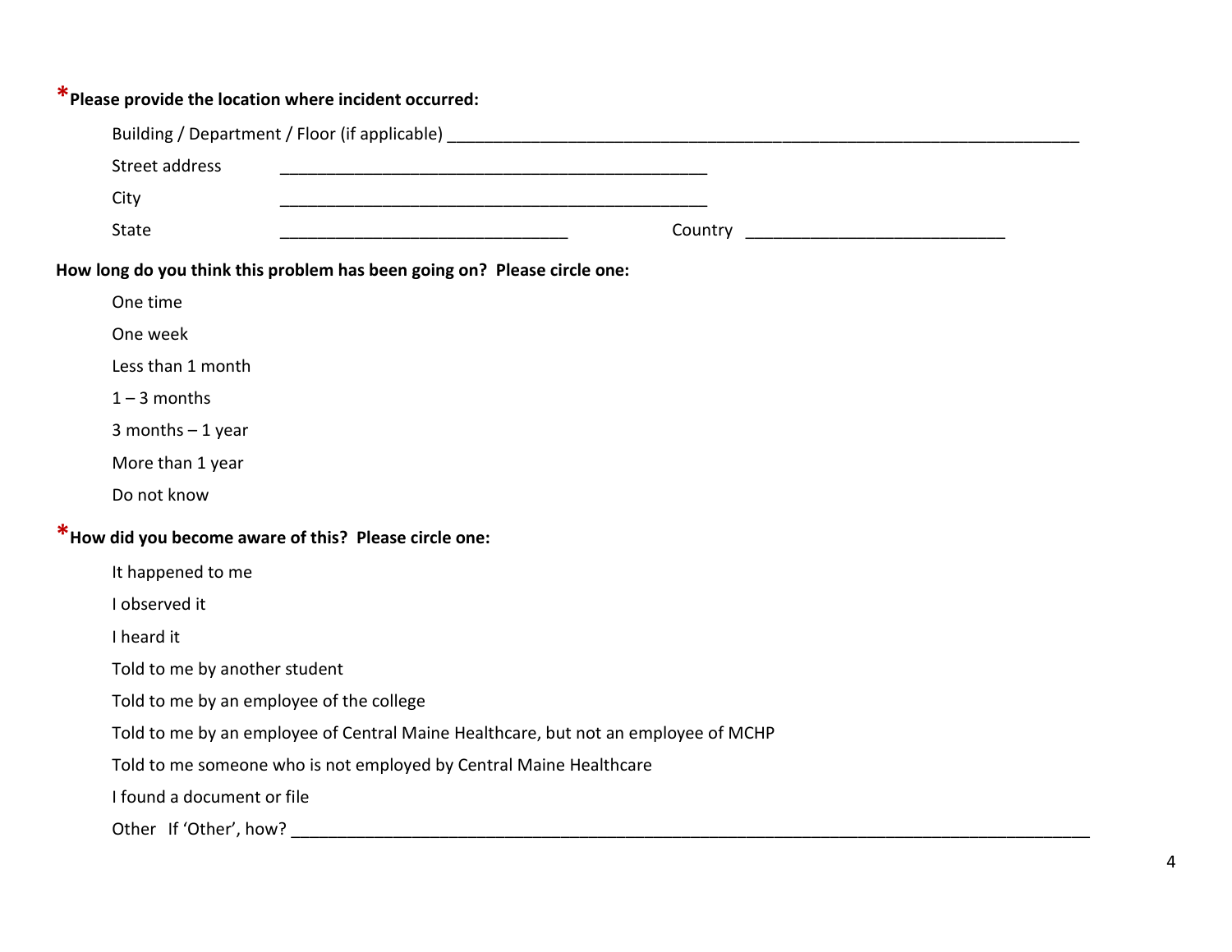**\*Please provide the location where incident occurred:**

Building / Department / Floor (if applicable) ___________________________________________________________________________

Street address ______________________________________________

City ______________________________________________

State ______________________________ Country ___________________________

**How long do you think this problem has been going on? Please circle one:**

One time

One week

Less than 1 month

1 – 3 months

3 months – 1 year

More than 1 year

Do not know

**\*How did you become aware of this? Please circle one:**

It happened to me

I observed it

I heard it

Told to me by another student

Told to me by an employee of the college

Told to me by an employee of Central Maine Healthcare, but not an employee of MCHP

Told to me someone who is not employed by Central Maine Healthcare

I found a document or file

Other If 'Other', how? ______________________________________________________________________________________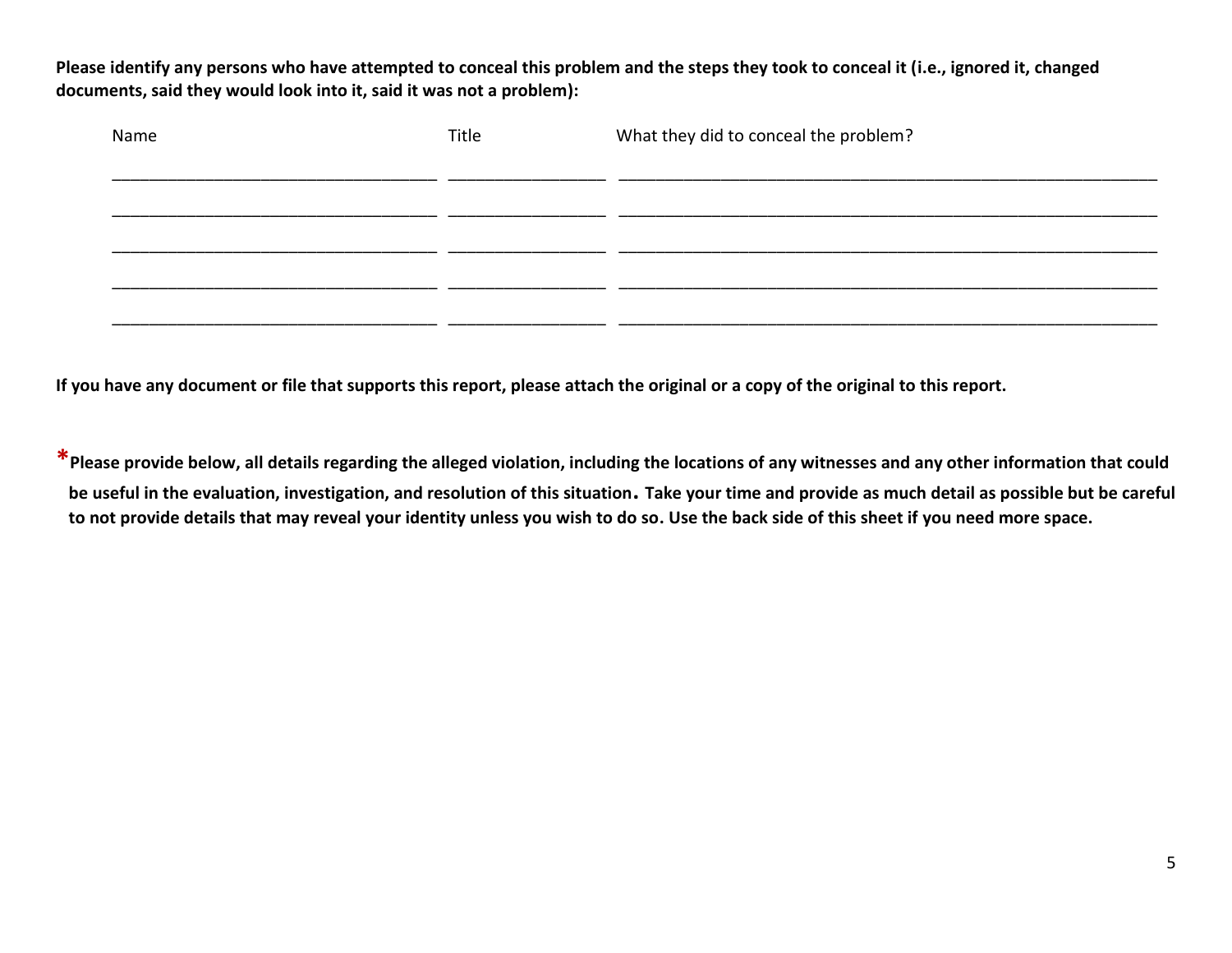**Please identify any persons who have attempted to conceal this problem and the steps they took to conceal it (i.e., ignored it, changed documents, said they would look into it, said it was not a problem):**

| Name | Title | What they did to conceal the problem? |
| --- | --- | --- |
| ___________________________________ | _________________ | __________________________________________________________ |
| ___________________________________ | _________________ | __________________________________________________________ |
| ___________________________________ | _________________ | __________________________________________________________ |
| ___________________________________ | _________________ | __________________________________________________________ |
| ___________________________________ | _________________ | __________________________________________________________ |

**If you have any document or file that supports this report, please attach the original or a copy of the original to this report.**

***Please provide below, all details regarding the alleged violation, including the locations of any witnesses and any other information that could be useful in the evaluation, investigation, and resolution of this situation. Take your time and provide as much detail as possible but be careful to not provide details that may reveal your identity unless you wish to do so. Use the back side of this sheet if you need more space.**